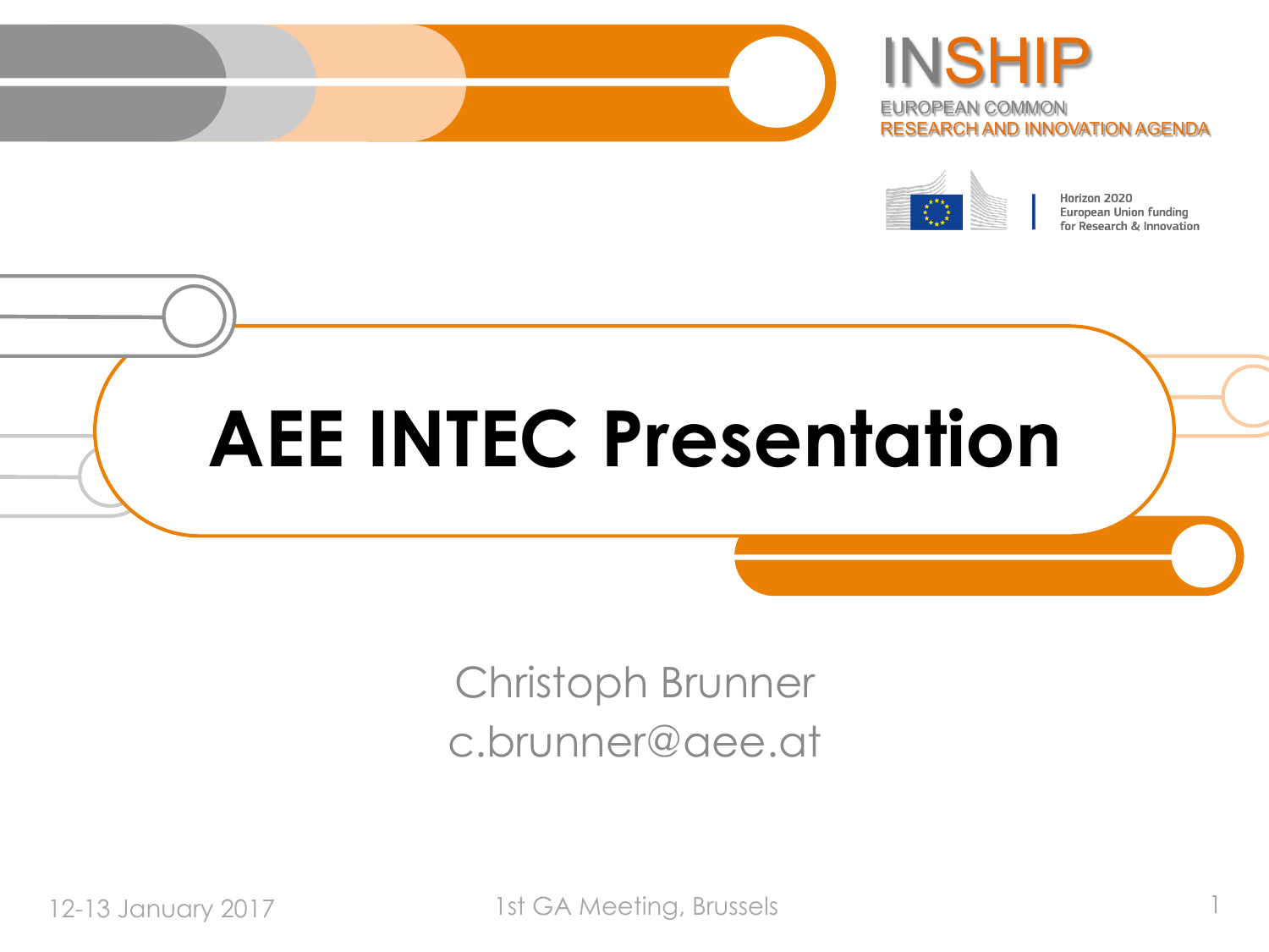INSHIP

EUROPEAN COMMON
RESEARCH AND INNOVATION AGENDA

Horizon 2020
European Union funding
for Research & Innovation

# AEE INTEC Presentation

Christoph Brunner
c.brunner@aee.at

12-13 January 2017

1st GA Meeting, Brussels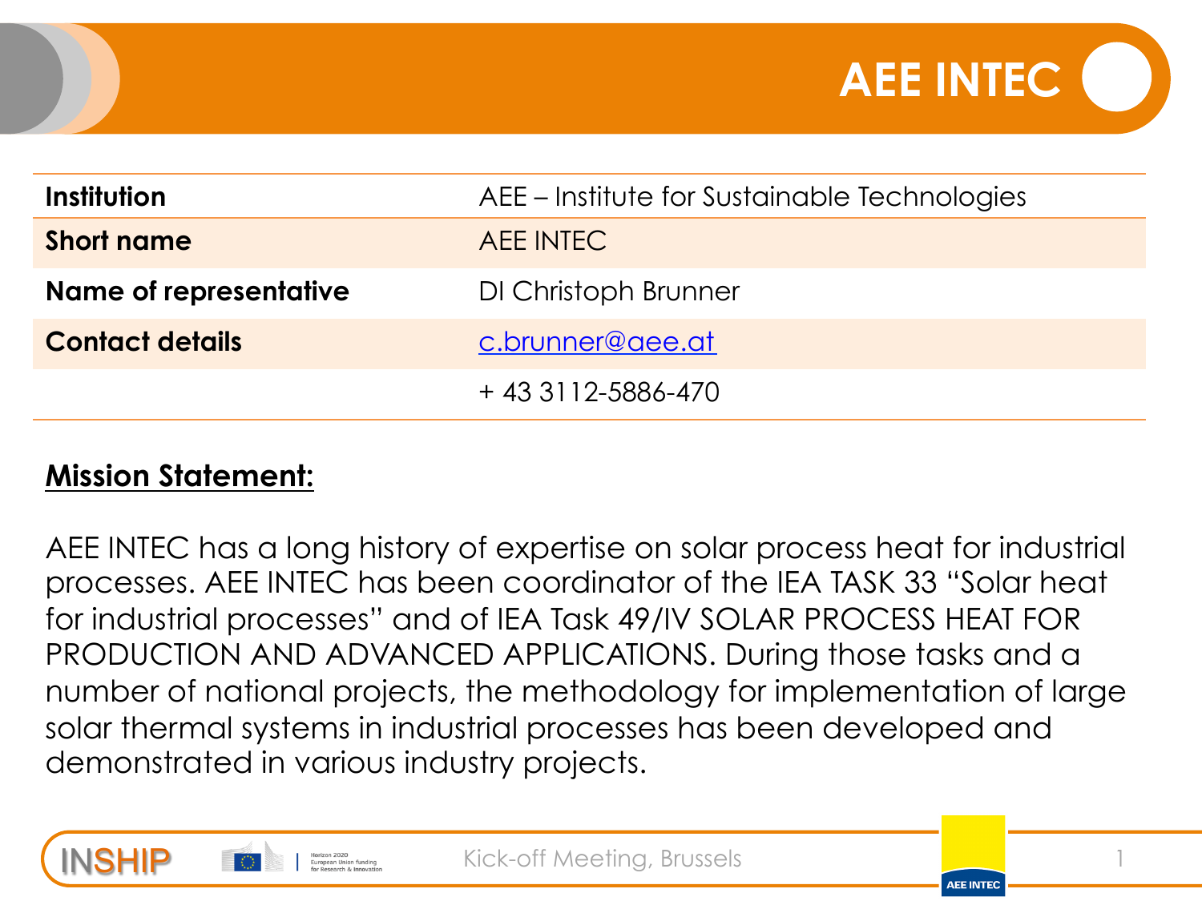# AEE INTEC

| | |
|---|---|
| **Institution** | AEE – Institute for Sustainable Technologies |
| **Short name** | AEE INTEC |
| **Name of representative** | DI Christoph Brunner |
| **Contact details** | c.brunner@aee.at |
| | + 43 3112-5886-470 |

**Mission Statement:**

AEE INTEC has a long history of expertise on solar process heat for industrial processes. AEE INTEC has been coordinator of the IEA TASK 33 "Solar heat for industrial processes" and of IEA Task 49/IV SOLAR PROCESS HEAT FOR PRODUCTION AND ADVANCED APPLICATIONS. During those tasks and a number of national projects, the methodology for implementation of large solar thermal systems in industrial processes has been developed and demonstrated in various industry projects.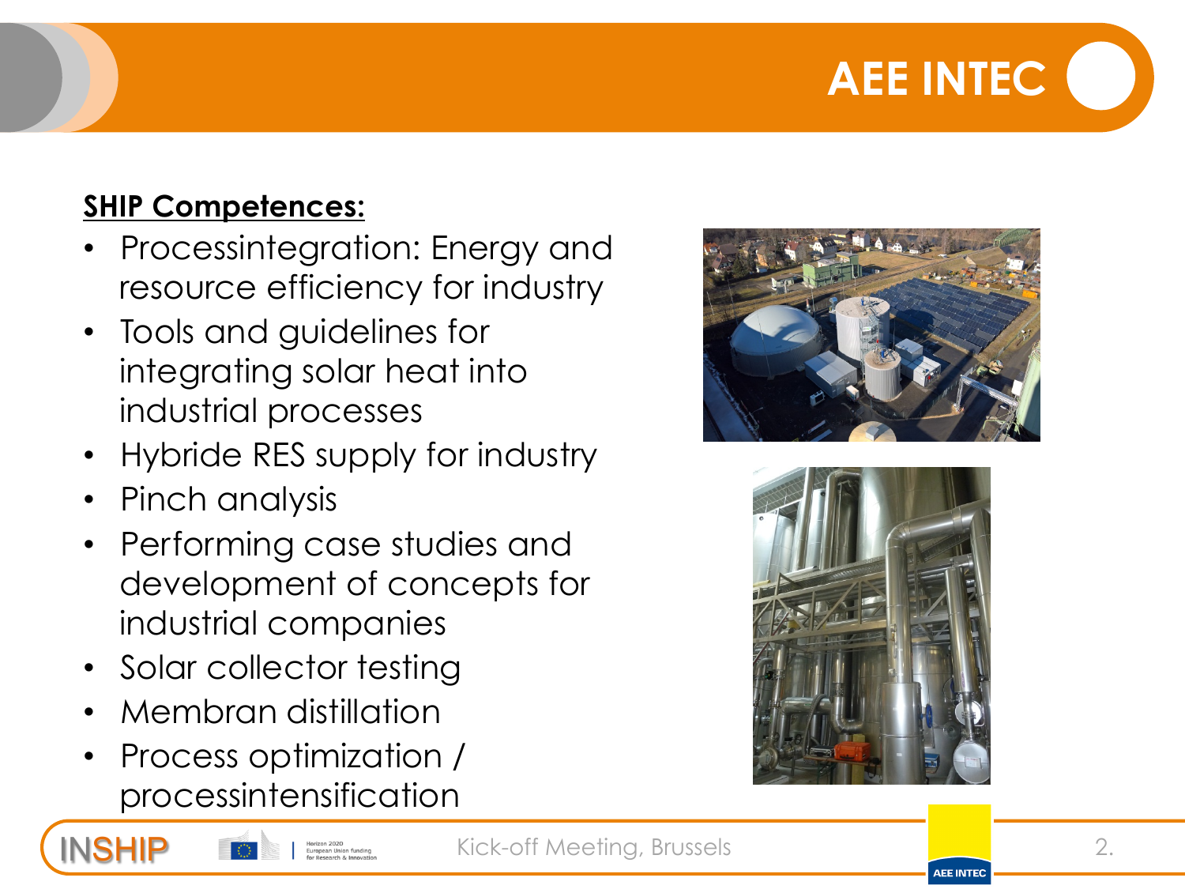# AEE INTEC

**SHIP Competences:**

- Processintegration: Energy and resource efficiency for industry
- Tools and guidelines for integrating solar heat into industrial processes
- Hybride RES supply for industry
- Pinch analysis
- Performing case studies and development of concepts for industrial companies
- Solar collector testing
- Membran distillation
- Process optimization / processintensification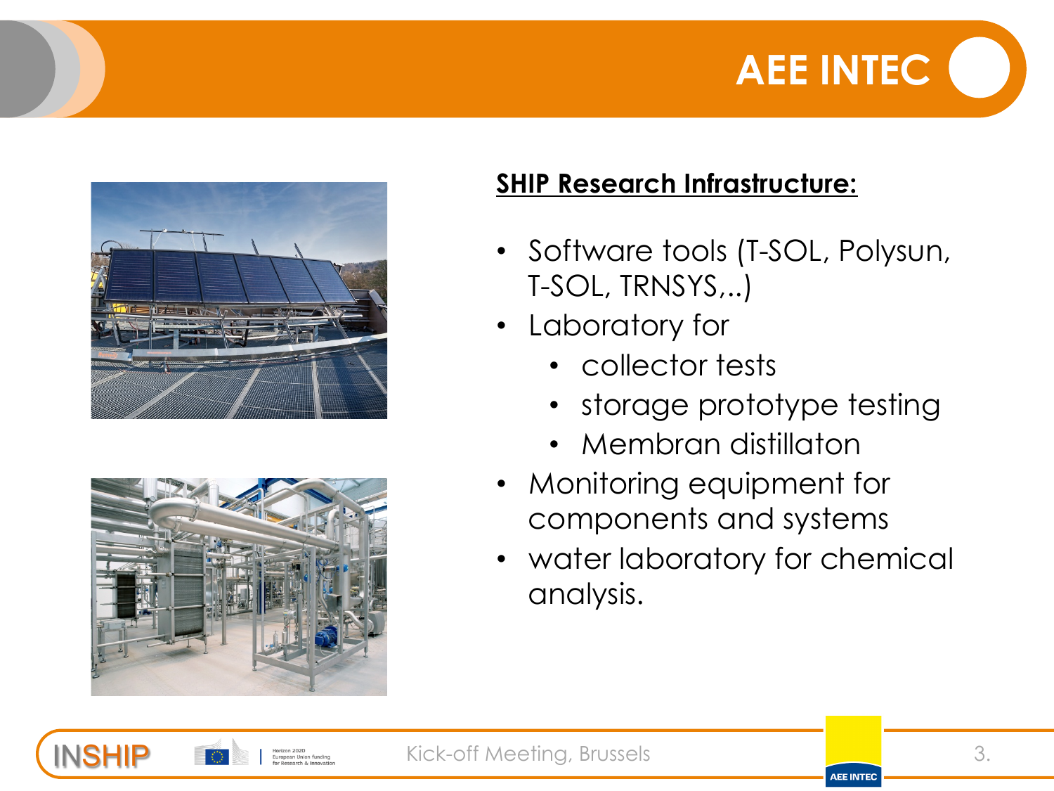# AEE INTEC

**SHIP Research Infrastructure:**

- Software tools (T-SOL, Polysun, T-SOL, TRNSYS,..)
- Laboratory for
  - collector tests
  - storage prototype testing
  - Membran distillaton
- Monitoring equipment for components and systems
- water laboratory for chemical analysis.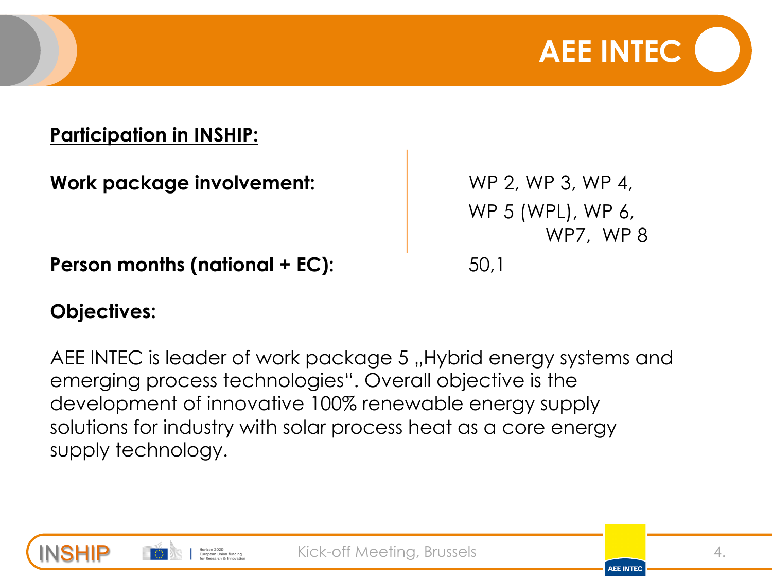# AEE INTEC

**Participation in INSHIP:**

| | |
|---|---|
| **Work package involvement:** | WP 2, WP 3, WP 4, WP 5 (WPL), WP 6, WP7, WP 8 |
| **Person months (national + EC):** | 50,1 |

**Objectives:**

AEE INTEC is leader of work package 5 „Hybrid energy systems and emerging process technologies". Overall objective is the development of innovative 100% renewable energy supply solutions for industry with solar process heat as a core energy supply technology.